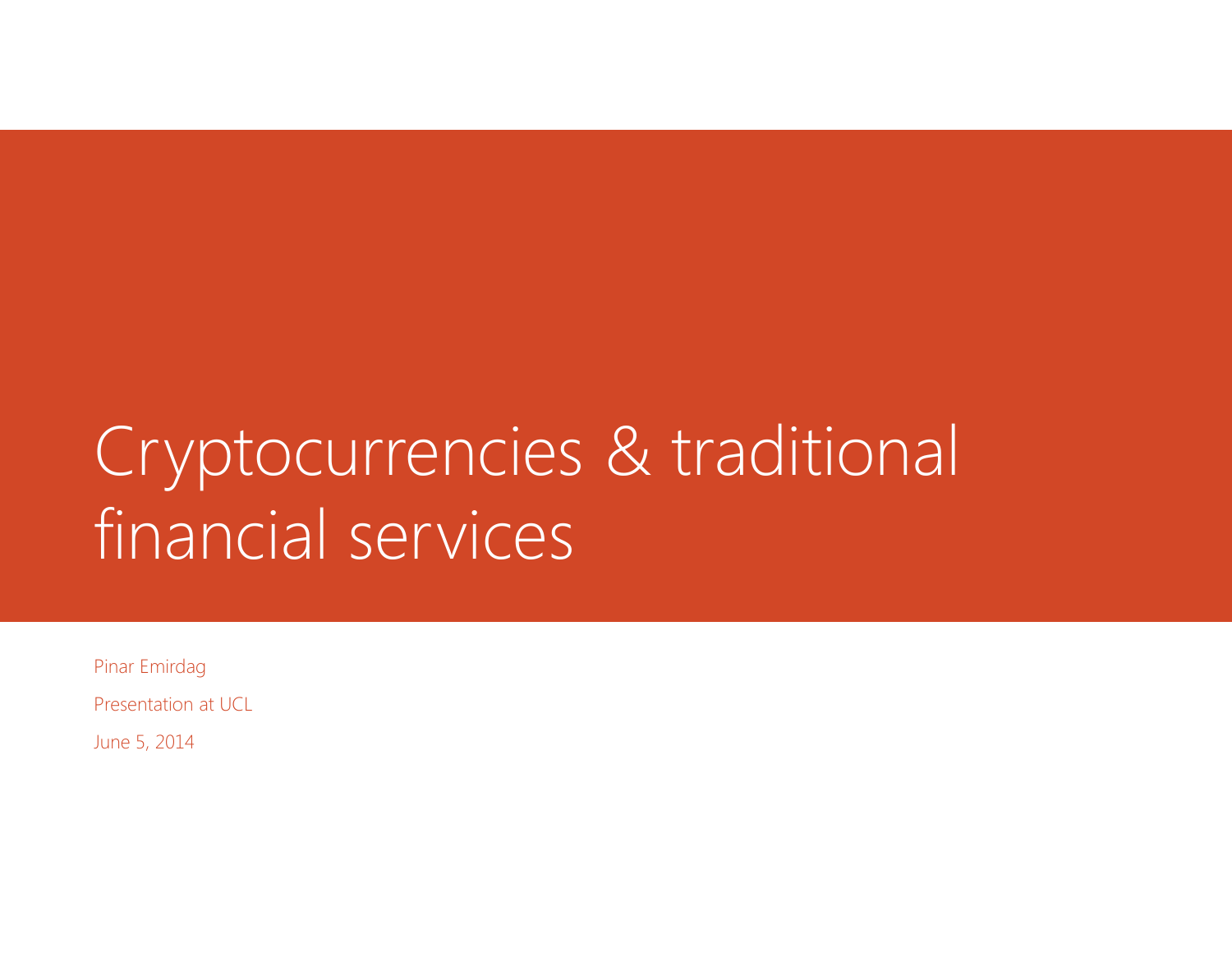# Cryptocurrencies & traditional financial services

Pinar Emirdag

Presentation at UCL

June 5, 2014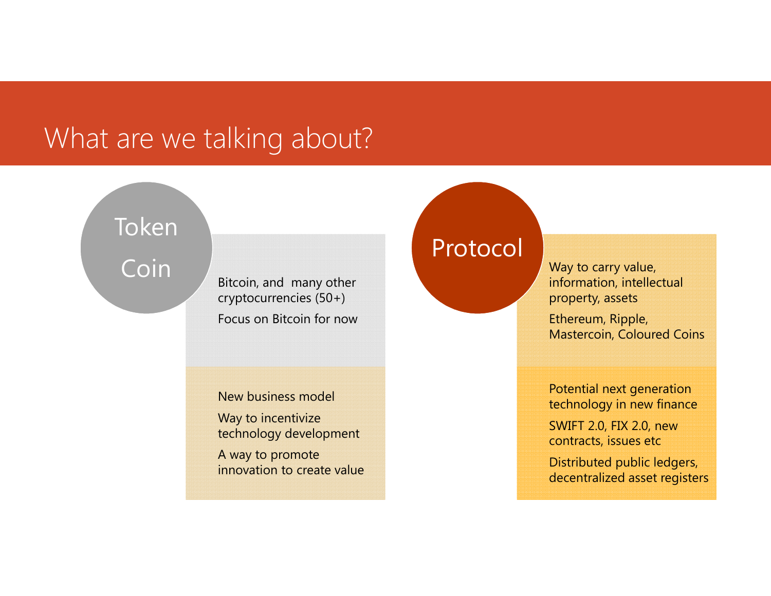# What are we talking about?

## Token / Coin

- Bitcoin, and many other cryptocurrencies (50+)
- Focus on Bitcoin for now

- New business model
- Way to incentivize technology development
- A way to promote innovation to create value

## Protocol

- Way to carry value, information, intellectual property, assets
- Ethereum, Ripple, Mastercoin, Coloured Coins

- Potential next generation technology in new finance
- SWIFT 2.0, FIX 2.0, new contracts, issues etc
- Distributed public ledgers, decentralized asset registers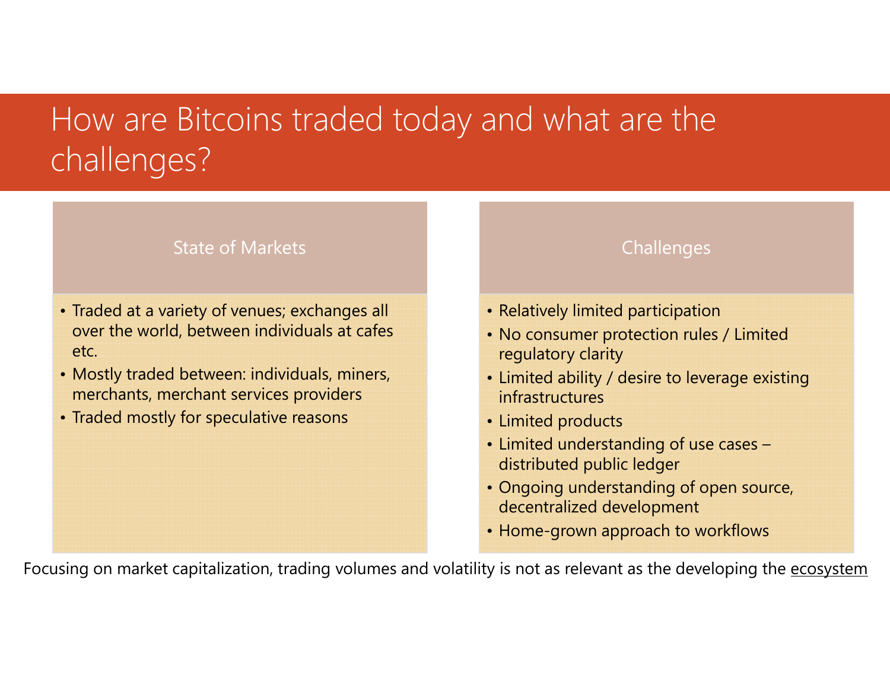# How are Bitcoins traded today and what are the challenges?

## State of Markets

- Traded at a variety of venues; exchanges all over the world, between individuals at cafes etc.
- Mostly traded between: individuals, miners, merchants, merchant services providers
- Traded mostly for speculative reasons

## Challenges

- Relatively limited participation
- No consumer protection rules / Limited regulatory clarity
- Limited ability / desire to leverage existing infrastructures
- Limited products
- Limited understanding of use cases – distributed public ledger
- Ongoing understanding of open source, decentralized development
- Home-grown approach to workflows

Focusing on market capitalization, trading volumes and volatility is not as relevant as the developing the <u>ecosystem</u>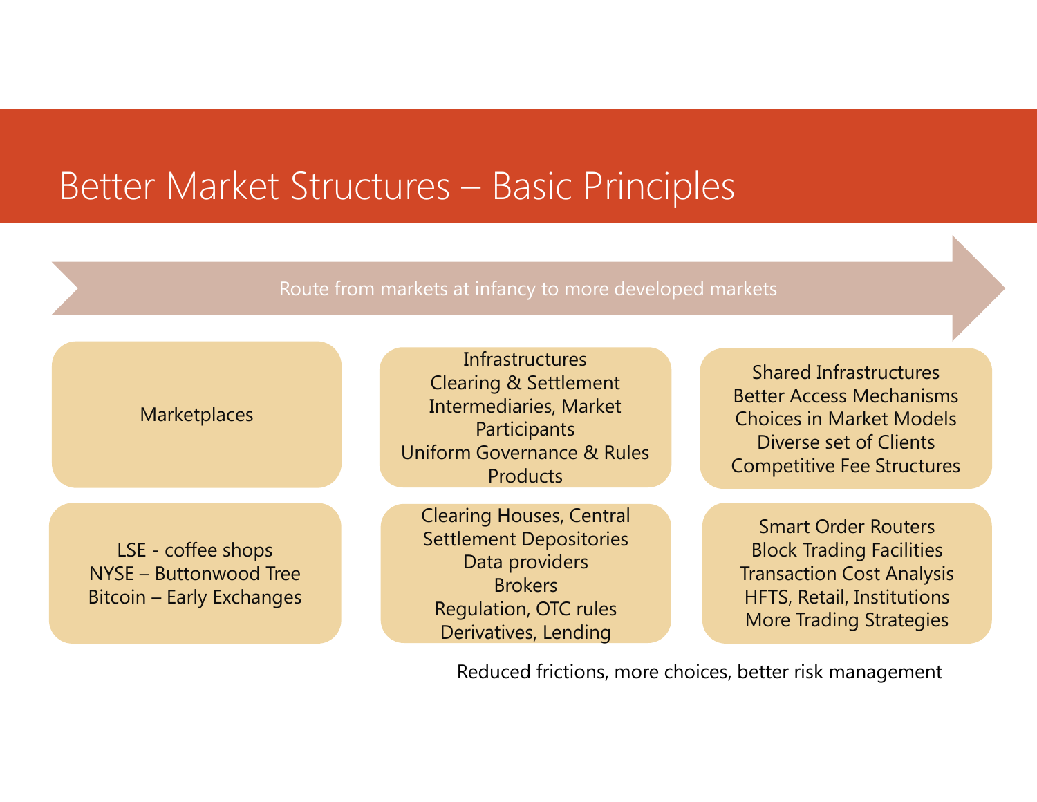# Better Market Structures – Basic Principles

Route from markets at infancy to more developed markets

| Marketplaces | Infrastructures<br>Clearing & Settlement<br>Intermediaries, Market Participants<br>Uniform Governance & Rules<br>Products | Shared Infrastructures<br>Better Access Mechanisms<br>Choices in Market Models<br>Diverse set of Clients<br>Competitive Fee Structures |
|---|---|---|
| LSE - coffee shops<br>NYSE – Buttonwood Tree<br>Bitcoin – Early Exchanges | Clearing Houses, Central Settlement Depositories<br>Data providers<br>Brokers<br>Regulation, OTC rules<br>Derivatives, Lending | Smart Order Routers<br>Block Trading Facilities<br>Transaction Cost Analysis<br>HFTS, Retail, Institutions<br>More Trading Strategies |

Reduced frictions, more choices, better risk management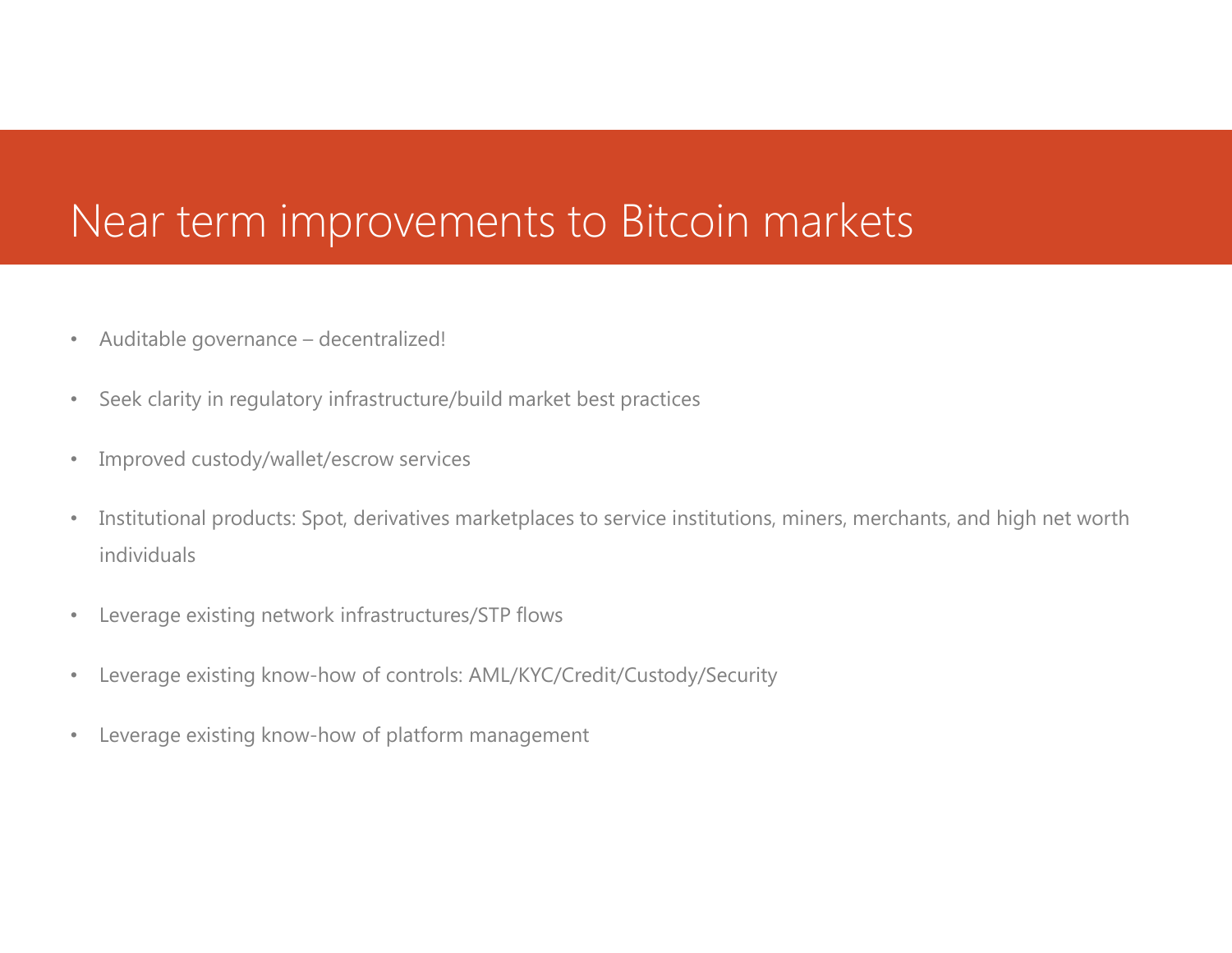# Near term improvements to Bitcoin markets

- Auditable governance – decentralized!
- Seek clarity in regulatory infrastructure/build market best practices
- Improved custody/wallet/escrow services
- Institutional products: Spot, derivatives marketplaces to service institutions, miners, merchants, and high net worth individuals
- Leverage existing network infrastructures/STP flows
- Leverage existing know-how of controls: AML/KYC/Credit/Custody/Security
- Leverage existing know-how of platform management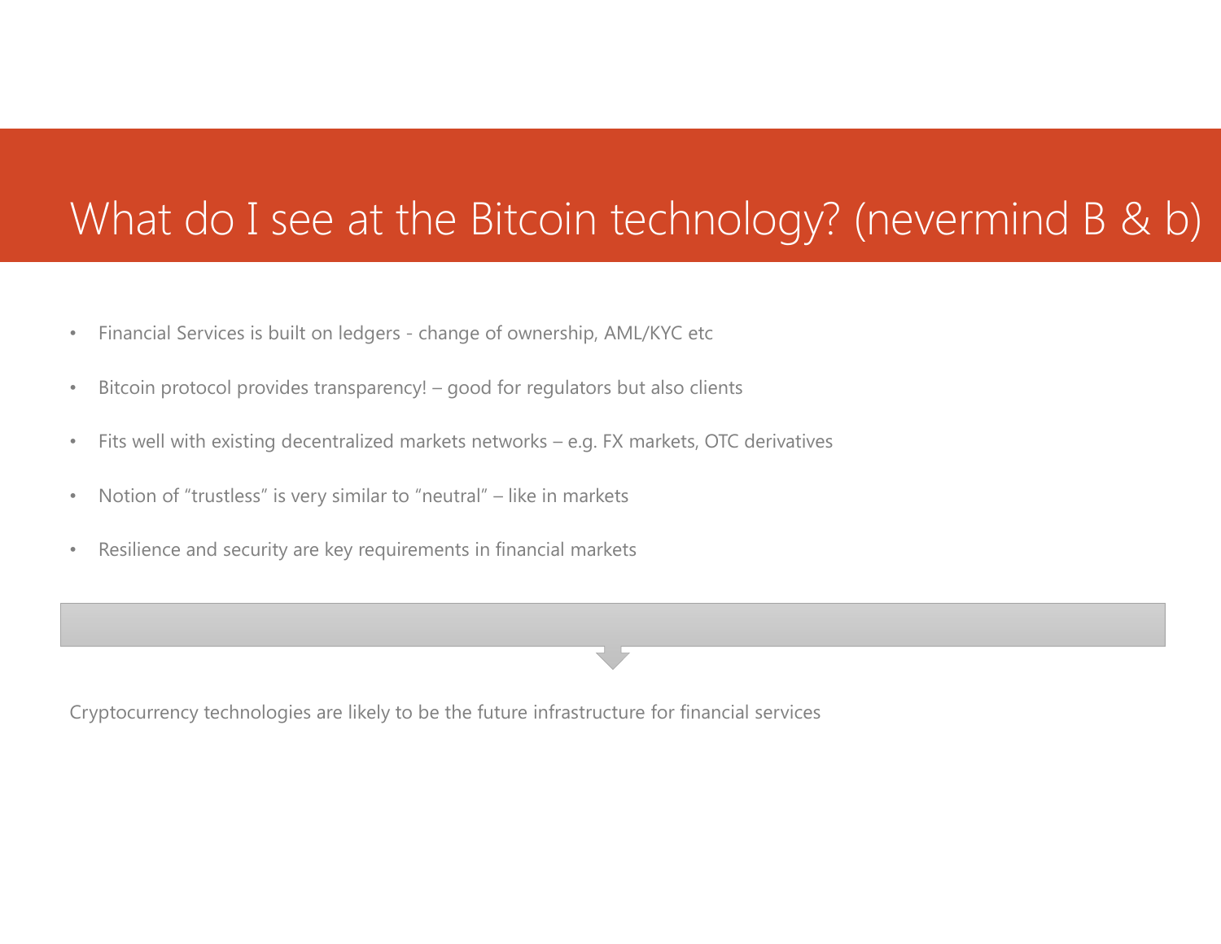# What do I see at the Bitcoin technology? (nevermind B & b)

- Financial Services is built on ledgers - change of ownership, AML/KYC etc
- Bitcoin protocol provides transparency! – good for regulators but also clients
- Fits well with existing decentralized markets networks – e.g. FX markets, OTC derivatives
- Notion of “trustless” is very similar to “neutral” – like in markets
- Resilience and security are key requirements in financial markets

Cryptocurrency technologies are likely to be the future infrastructure for financial services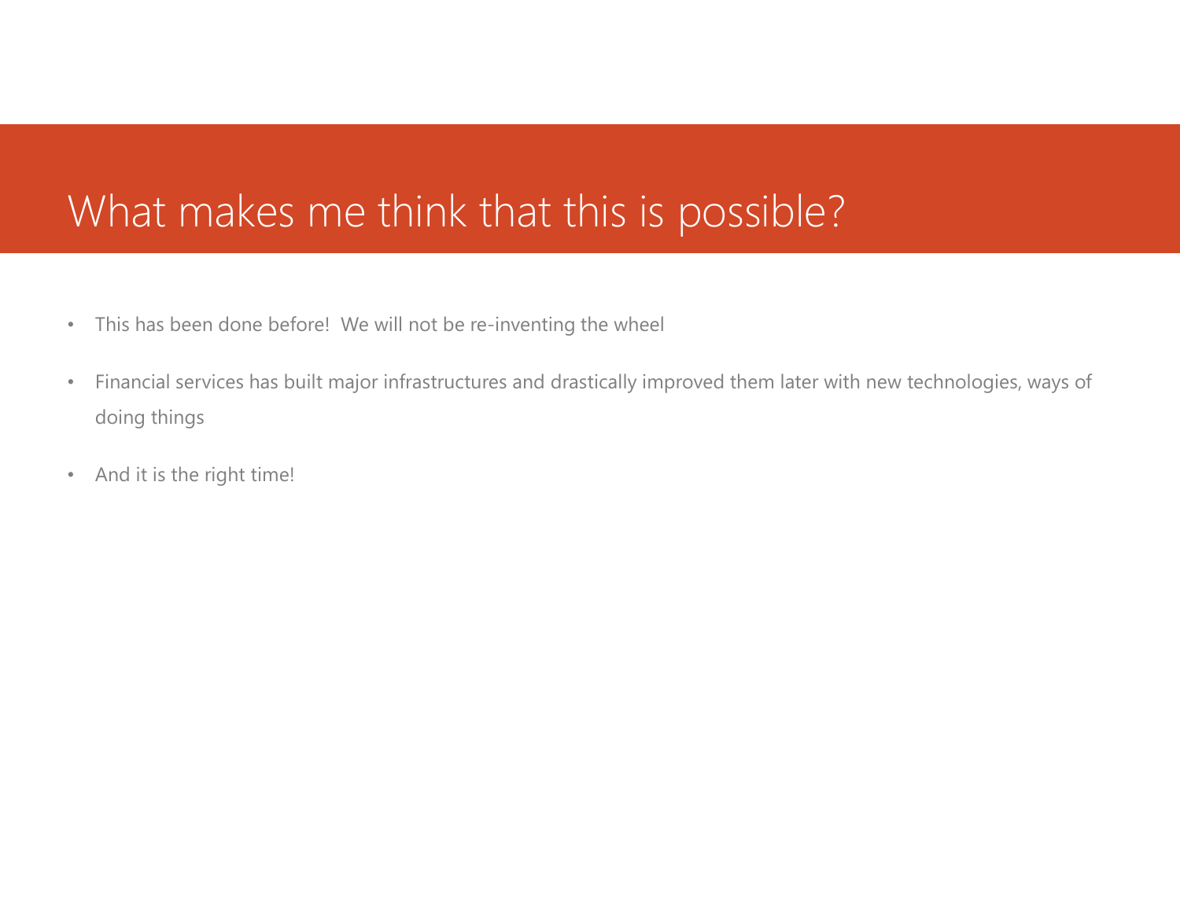# What makes me think that this is possible?

- This has been done before!  We will not be re-inventing the wheel
- Financial services has built major infrastructures and drastically improved them later with new technologies, ways of doing things
- And it is the right time!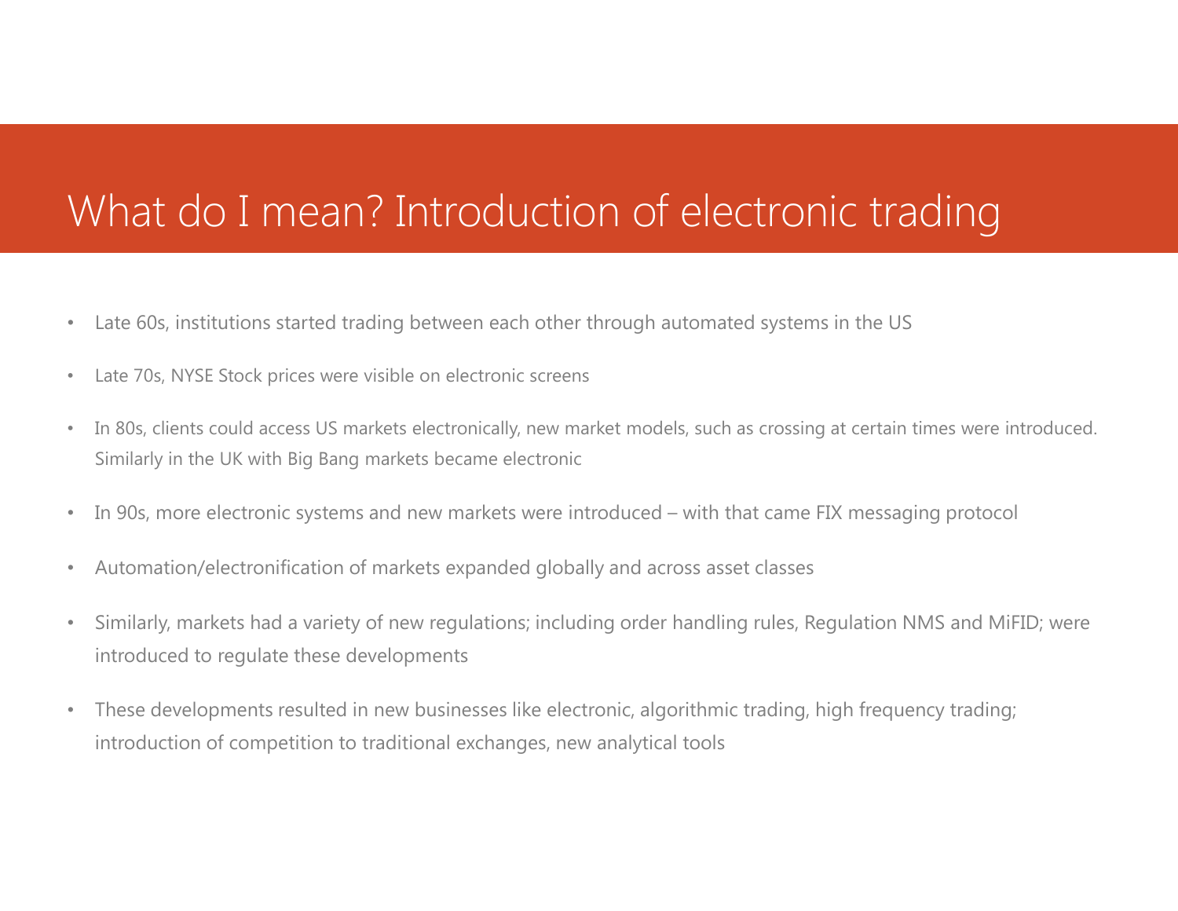# What do I mean? Introduction of electronic trading

- Late 60s, institutions started trading between each other through automated systems in the US
- Late 70s, NYSE Stock prices were visible on electronic screens
- In 80s, clients could access US markets electronically, new market models, such as crossing at certain times were introduced. Similarly in the UK with Big Bang markets became electronic
- In 90s, more electronic systems and new markets were introduced – with that came FIX messaging protocol
- Automation/electronification of markets expanded globally and across asset classes
- Similarly, markets had a variety of new regulations; including order handling rules, Regulation NMS and MiFID; were introduced to regulate these developments
- These developments resulted in new businesses like electronic, algorithmic trading, high frequency trading; introduction of competition to traditional exchanges, new analytical tools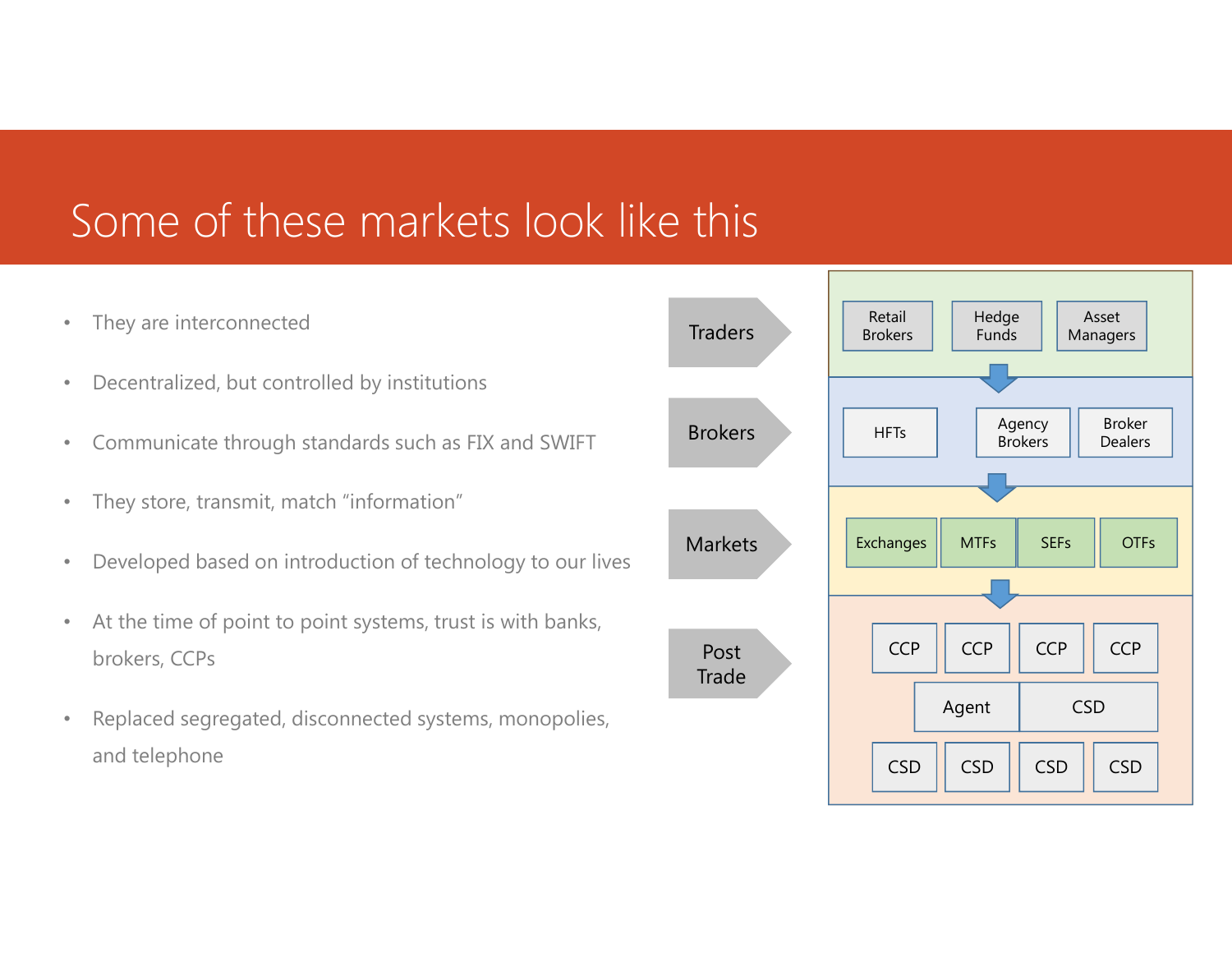# Some of these markets look like this

- They are interconnected
- Decentralized, but controlled by institutions
- Communicate through standards such as FIX and SWIFT
- They store, transmit, match "information"
- Developed based on introduction of technology to our lives
- At the time of point to point systems, trust is with banks, brokers, CCPs
- Replaced segregated, disconnected systems, monopolies, and telephone

**Traders**

- Retail Brokers
- Hedge Funds
- Asset Managers

**Brokers**

- HFTs
- Agency Brokers
- Broker Dealers

**Markets**

- Exchanges
- MTFs
- SEFs
- OTFs

**Post Trade**

- CCP
- CCP
- CCP
- CCP
- Agent
- CSD
- CSD
- CSD
- CSD
- CSD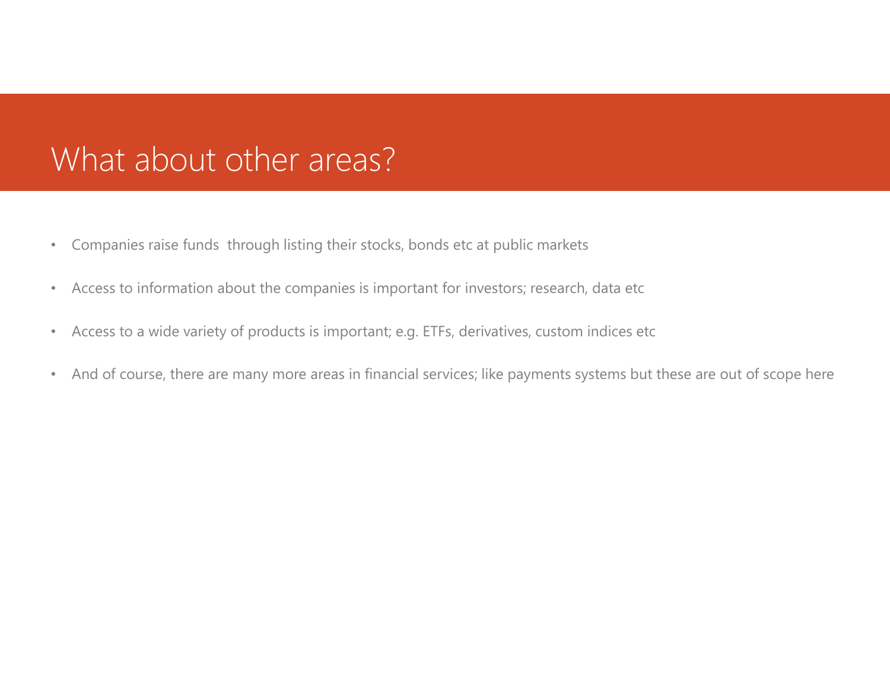# What about other areas?

- Companies raise funds  through listing their stocks, bonds etc at public markets
- Access to information about the companies is important for investors; research, data etc
- Access to a wide variety of products is important; e.g. ETFs, derivatives, custom indices etc
- And of course, there are many more areas in financial services; like payments systems but these are out of scope here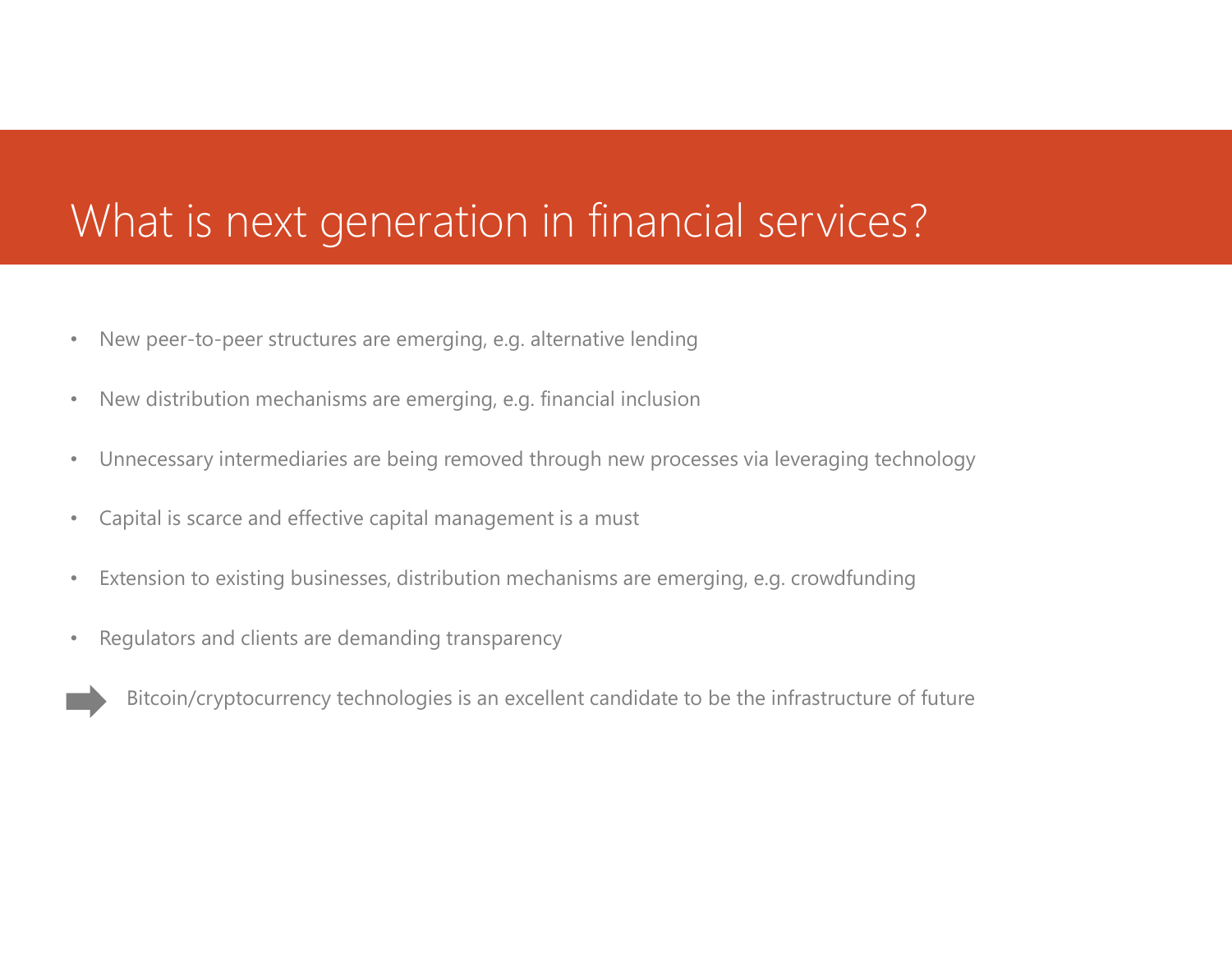# What is next generation in financial services?

- New peer-to-peer structures are emerging, e.g. alternative lending
- New distribution mechanisms are emerging, e.g. financial inclusion
- Unnecessary intermediaries are being removed through new processes via leveraging technology
- Capital is scarce and effective capital management is a must
- Extension to existing businesses, distribution mechanisms are emerging, e.g. crowdfunding
- Regulators and clients are demanding transparency

➡ Bitcoin/cryptocurrency technologies is an excellent candidate to be the infrastructure of future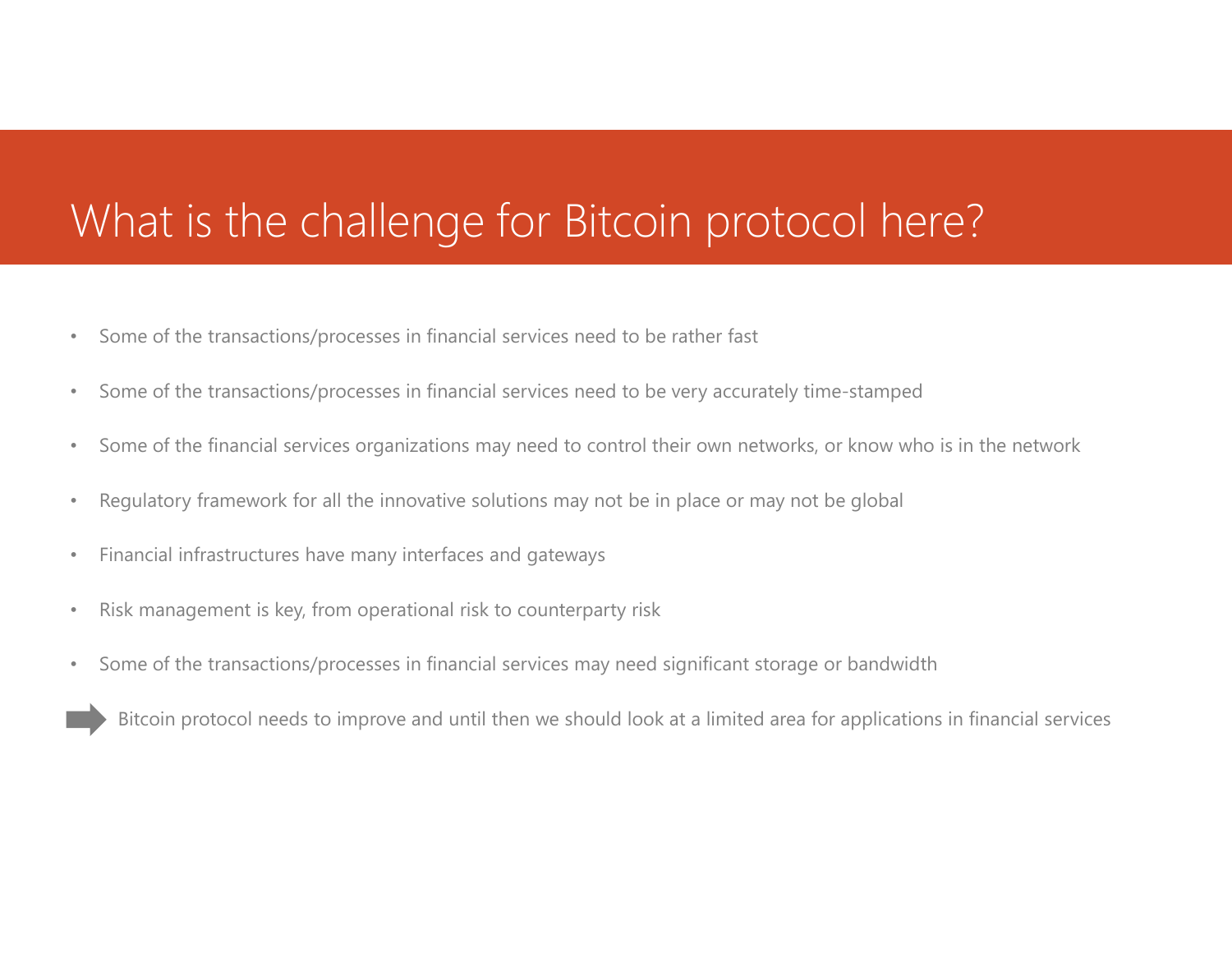# What is the challenge for Bitcoin protocol here?

- Some of the transactions/processes in financial services need to be rather fast
- Some of the transactions/processes in financial services need to be very accurately time-stamped
- Some of the financial services organizations may need to control their own networks, or know who is in the network
- Regulatory framework for all the innovative solutions may not be in place or may not be global
- Financial infrastructures have many interfaces and gateways
- Risk management is key, from operational risk to counterparty risk
- Some of the transactions/processes in financial services may need significant storage or bandwidth

➡ Bitcoin protocol needs to improve and until then we should look at a limited area for applications in financial services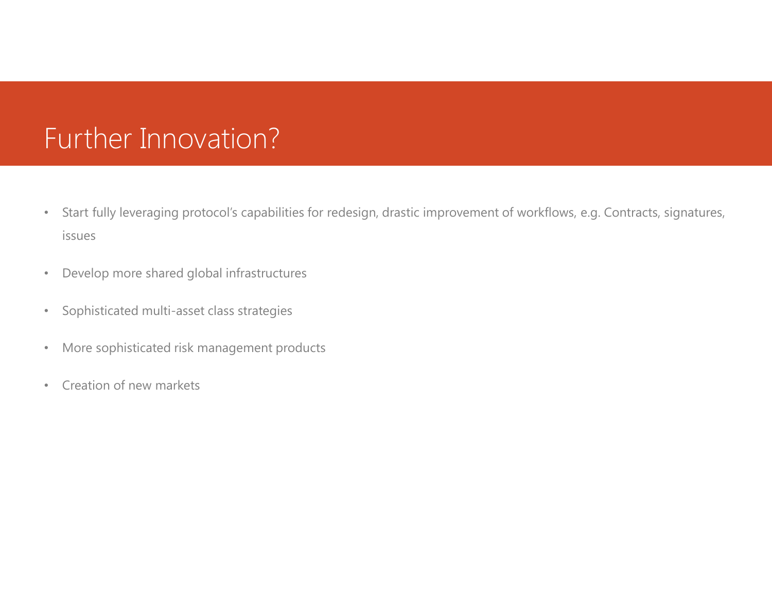# Further Innovation?

- Start fully leveraging protocol's capabilities for redesign, drastic improvement of workflows, e.g. Contracts, signatures, issues
- Develop more shared global infrastructures
- Sophisticated multi-asset class strategies
- More sophisticated risk management products
- Creation of new markets